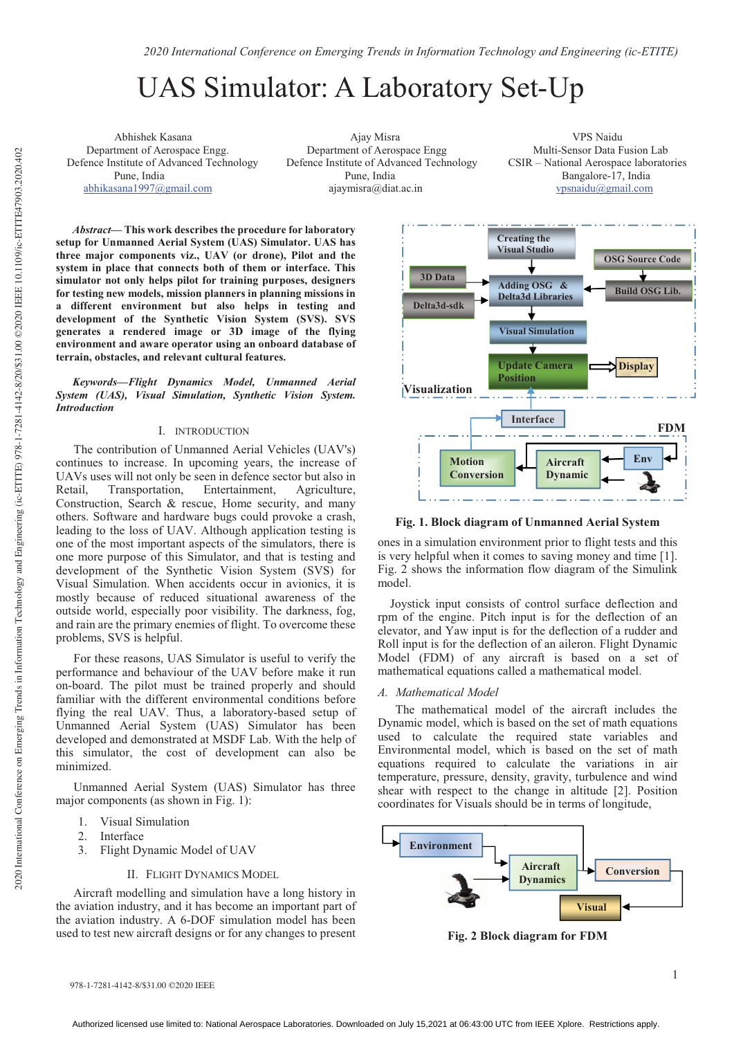# UAS Simulator: A Laboratory Set-Up

Abhishek Kasana
Department of Aerospace Engg.
Defence Institute of Advanced Technology
Pune, India
abhikasana1997@gmail.com

Ajay Misra
Department of Aerospace Engg
Defence Institute of Advanced Technology
Pune, India
ajaymisra@diat.ac.in

VPS Naidu
Multi-Sensor Data Fusion Lab
CSIR – National Aerospace laboratories
Bangalore-17, India
vpsnaidu@gmail.com

***Abstract*—This work describes the procedure for laboratory setup for Unmanned Aerial System (UAS) Simulator. UAS has three major components viz., UAV (or drone), Pilot and the system in place that connects both of them or interface. This simulator not only helps pilot for training purposes, designers for testing new models, mission planners in planning missions in a different environment but also helps in testing and development of the Synthetic Vision System (SVS). SVS generates a rendered image or 3D image of the flying environment and aware operator using an onboard database of terrain, obstacles, and relevant cultural features.**

***Keywords—Flight Dynamics Model, Unmanned Aerial System (UAS), Visual Simulation, Synthetic Vision System. Introduction***

## I. Introduction

The contribution of Unmanned Aerial Vehicles (UAV's) continues to increase. In upcoming years, the increase of UAVs uses will not only be seen in defence sector but also in Retail, Transportation, Entertainment, Agriculture, Construction, Search & rescue, Home security, and many others. Software and hardware bugs could provoke a crash, leading to the loss of UAV. Although application testing is one of the most important aspects of the simulators, there is one more purpose of this Simulator, and that is testing and development of the Synthetic Vision System (SVS) for Visual Simulation. When accidents occur in avionics, it is mostly because of reduced situational awareness of the outside world, especially poor visibility. The darkness, fog, and rain are the primary enemies of flight. To overcome these problems, SVS is helpful.

For these reasons, UAS Simulator is useful to verify the performance and behaviour of the UAV before make it run on-board. The pilot must be trained properly and should familiar with the different environmental conditions before flying the real UAV. Thus, a laboratory-based setup of Unmanned Aerial System (UAS) Simulator has been developed and demonstrated at MSDF Lab. With the help of this simulator, the cost of development can also be minimized.

Unmanned Aerial System (UAS) Simulator has three major components (as shown in Fig. 1):

1. Visual Simulation
2. Interface
3. Flight Dynamic Model of UAV

## II. Flight Dynamics Model

Aircraft modelling and simulation have a long history in the aviation industry, and it has become an important part of the aviation industry. A 6-DOF simulation model has been used to test new aircraft designs or for any changes to present

**Fig. 1. Block diagram of Unmanned Aerial System**

ones in a simulation environment prior to flight tests and this is very helpful when it comes to saving money and time [1]. Fig. 2 shows the information flow diagram of the Simulink model.

Joystick input consists of control surface deflection and rpm of the engine. Pitch input is for the deflection of an elevator, and Yaw input is for the deflection of a rudder and Roll input is for the deflection of an aileron. Flight Dynamic Model (FDM) of any aircraft is based on a set of mathematical equations called a mathematical model.

### *A. Mathematical Model*

The mathematical model of the aircraft includes the Dynamic model, which is based on the set of math equations used to calculate the required state variables and Environmental model, which is based on the set of math equations required to calculate the variations in air temperature, pressure, density, gravity, turbulence and wind shear with respect to the change in altitude [2]. Position coordinates for Visuals should be in terms of longitude,

**Fig. 2 Block diagram for FDM**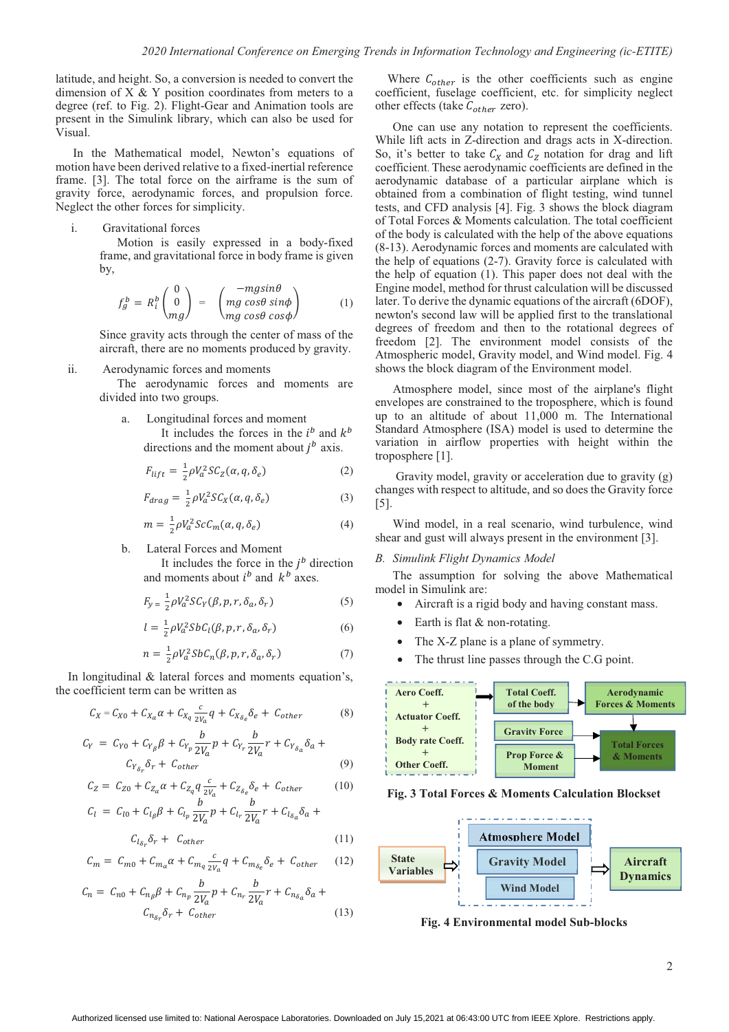latitude, and height. So, a conversion is needed to convert the dimension of X & Y position coordinates from meters to a degree (ref. to Fig. 2). Flight-Gear and Animation tools are present in the Simulink library, which can also be used for Visual.

In the Mathematical model, Newton's equations of motion have been derived relative to a fixed-inertial reference frame. The total force on the airframe is the sum of gravity force, aerodynamic forces, and propulsion force. Neglect the other forces for simplicity. [3].

i. Gravitational forces

Motion is easily expressed in a body-fixed frame, and gravitational force in body frame is given by,

$$f_g^b = R_i^b \begin{pmatrix} 0 \\ 0 \\ mg \end{pmatrix} = \begin{pmatrix} -mg\sin\theta \\ mg\cos\theta\sin\phi \\ mg\cos\theta\cos\phi \end{pmatrix} \quad (1)$$

Since gravity acts through the center of mass of the aircraft, there are no moments produced by gravity.

ii. Aerodynamic forces and moments

The aerodynamic forces and moments are divided into two groups.

a. Longitudinal forces and moment

It includes the forces in the $i^b$ and $k^b$ directions and the moment about $j^b$ axis.

$$F_{lift} = \frac{1}{2}\rho V_a^2 S C_Z(\alpha, q, \delta_e) \quad (2)$$

$$F_{drag} = \frac{1}{2}\rho V_a^2 S C_X(\alpha, q, \delta_e) \quad (3)$$

$$m = \frac{1}{2}\rho V_a^2 S c C_m(\alpha, q, \delta_e) \quad (4)$$

b. Lateral Forces and Moment

It includes the force in the $j^b$ direction and moments about $i^b$ and $k^b$ axes.

$$F_y = \frac{1}{2}\rho V_a^2 S C_Y(\beta, p, r, \delta_a, \delta_r) \quad (5)$$

$$l = \frac{1}{2}\rho V_a^2 S b C_l(\beta, p, r, \delta_a, \delta_r) \quad (6)$$

$$n = \frac{1}{2}\rho V_a^2 S b C_n(\beta, p, r, \delta_a, \delta_r) \quad (7)$$

In longitudinal & lateral forces and moments equation's, the coefficient term can be written as

$$C_X = C_{X0} + C_{X_\alpha}\alpha + C_{X_q}\frac{c}{2V_a}q + C_{X_{\delta_e}}\delta_e + C_{other} \quad (8)$$

$$C_Y = C_{Y0} + C_{Y_\beta}\beta + C_{Y_p}\frac{b}{2V_a}p + C_{Y_r}\frac{b}{2V_a}r + C_{Y_{\delta_a}}\delta_a + C_{Y_{\delta_r}}\delta_r + C_{other} \quad (9)$$

$$C_Z = C_{Z0} + C_{Z_\alpha}\alpha + C_{Z_q}q\frac{c}{2V_a} + C_{Z_{\delta_e}}\delta_e + C_{other} \quad (10)$$

$$C_l = C_{l0} + C_{l_\beta}\beta + C_{l_p}\frac{b}{2V_a}p + C_{l_r}\frac{b}{2V_a}r + C_{l_{\delta_a}}\delta_a + C_{l_{\delta_r}}\delta_r + C_{other} \quad (11)$$

$$C_m = C_{m0} + C_{m_\alpha}\alpha + C_{m_q}\frac{c}{2V_a}q + C_{m_{\delta_e}}\delta_e + C_{other} \quad (12)$$

$$C_n = C_{n0} + C_{n_\beta}\beta + C_{n_p}\frac{b}{2V_a}p + C_{n_r}\frac{b}{2V_a}r + C_{n_{\delta_a}}\delta_a + C_{n_{\delta_r}}\delta_r + C_{other} \quad (13)$$

Where $C_{other}$ is the other coefficients such as engine coefficient, fuselage coefficient, etc. for simplicity neglect other effects (take $C_{other}$ zero).

One can use any notation to represent the coefficients. While lift acts in Z-direction and drags acts in X-direction. So, it's better to take $C_X$ and $C_Z$ notation for drag and lift coefficient. These aerodynamic coefficients are defined in the aerodynamic database of a particular airplane which is obtained from a combination of flight testing, wind tunnel tests, and CFD analysis [4]. Fig. 3 shows the block diagram of Total Forces & Moments calculation. The total coefficient of the body is calculated with the help of the above equations (8-13). Aerodynamic forces and moments are calculated with the help of equations (2-7). Gravity force is calculated with the help of equation (1). This paper does not deal with the Engine model, method for thrust calculation will be discussed later. To derive the dynamic equations of the aircraft (6DOF), newton's second law will be applied first to the translational degrees of freedom and then to the rotational degrees of freedom [2]. The environment model consists of the Atmospheric model, Gravity model, and Wind model. Fig. 4 shows the block diagram of the Environment model.

Atmosphere model, since most of the airplane's flight envelopes are constrained to the troposphere, which is found up to an altitude of about 11,000 m. The International Standard Atmosphere (ISA) model is used to determine the variation in airflow properties with height within the troposphere [1].

Gravity model, gravity or acceleration due to gravity (g) changes with respect to altitude, and so does the Gravity force [5].

Wind model, in a real scenario, wind turbulence, wind shear and gust will always present in the environment [3].

*B. Simulink Flight Dynamics Model*

The assumption for solving the above Mathematical model in Simulink are:

- Aircraft is a rigid body and having constant mass.
- Earth is flat & non-rotating.
- The X-Z plane is a plane of symmetry.
- The thrust line passes through the C.G point.

Aero Coeff. + Actuator Coeff. + Body rate Coeff. + Other Coeff. → Total Coeff. of the body → Aerodynamic Forces & Moments → Total Forces & Moments ← Gravity Force, Prop Force & Moment

**Fig. 3 Total Forces & Moments Calculation Blockset**

State Variables ⇒ [Atmosphere Model, Gravity Model, Wind Model] ⇒ Aircraft Dynamics

**Fig. 4 Environmental model Sub-blocks**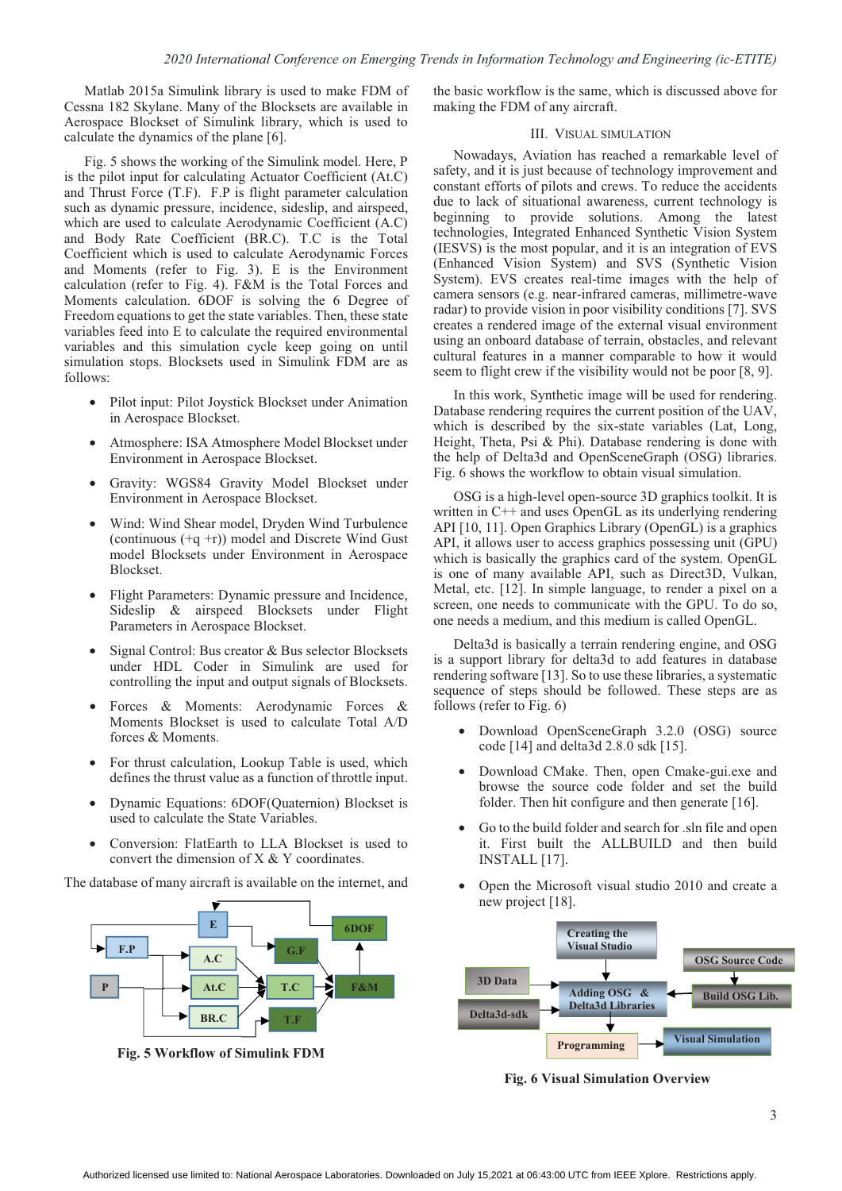Matlab 2015a Simulink library is used to make FDM of Cessna 182 Skylane. Many of the Blocksets are available in Aerospace Blockset of Simulink library, which is used to calculate the dynamics of the plane [6].

Fig. 5 shows the working of the Simulink model. Here, P is the pilot input for calculating Actuator Coefficient (At.C) and Thrust Force (T.F). F.P is flight parameter calculation such as dynamic pressure, incidence, sideslip, and airspeed, which are used to calculate Aerodynamic Coefficient (A.C) and Body Rate Coefficient (BR.C). T.C is the Total Coefficient which is used to calculate Aerodynamic Forces and Moments (refer to Fig. 3). E is the Environment calculation (refer to Fig. 4). F&M is the Total Forces and Moments calculation. 6DOF is solving the 6 Degree of Freedom equations to get the state variables. Then, these state variables feed into E to calculate the required environmental variables and this simulation cycle keep going on until simulation stops. Blocksets used in Simulink FDM are as follows:

- Pilot input: Pilot Joystick Blockset under Animation in Aerospace Blockset.
- Atmosphere: ISA Atmosphere Model Blockset under Environment in Aerospace Blockset.
- Gravity: WGS84 Gravity Model Blockset under Environment in Aerospace Blockset.
- Wind: Wind Shear model, Dryden Wind Turbulence (continuous (+q +r)) model and Discrete Wind Gust model Blocksets under Environment in Aerospace Blockset.
- Flight Parameters: Dynamic pressure and Incidence, Sideslip & airspeed Blocksets under Flight Parameters in Aerospace Blockset.
- Signal Control: Bus creator & Bus selector Blocksets under HDL Coder in Simulink are used for controlling the input and output signals of Blocksets.
- Forces & Moments: Aerodynamic Forces & Moments Blockset is used to calculate Total A/D forces & Moments.
- For thrust calculation, Lookup Table is used, which defines the thrust value as a function of throttle input.
- Dynamic Equations: 6DOF(Quaternion) Blockset is used to calculate the State Variables.
- Conversion: FlatEarth to LLA Blockset is used to convert the dimension of X & Y coordinates.

The database of many aircraft is available on the internet, and the basic workflow is the same, which is discussed above for making the FDM of any aircraft.

**Fig. 5 Workflow of Simulink FDM**

## III. Visual Simulation

Nowadays, Aviation has reached a remarkable level of safety, and it is just because of technology improvement and constant efforts of pilots and crews. To reduce the accidents due to lack of situational awareness, current technology is beginning to provide solutions. Among the latest technologies, Integrated Enhanced Synthetic Vision System (IESVS) is the most popular, and it is an integration of EVS (Enhanced Vision System) and SVS (Synthetic Vision System). EVS creates real-time images with the help of camera sensors (e.g. near-infrared cameras, millimetre-wave radar) to provide vision in poor visibility conditions [7]. SVS creates a rendered image of the external visual environment using an onboard database of terrain, obstacles, and relevant cultural features in a manner comparable to how it would seem to flight crew if the visibility would not be poor [8, 9].

In this work, Synthetic image will be used for rendering. Database rendering requires the current position of the UAV, which is described by the six-state variables (Lat, Long, Height, Theta, Psi & Phi). Database rendering is done with the help of Delta3d and OpenSceneGraph (OSG) libraries. Fig. 6 shows the workflow to obtain visual simulation.

OSG is a high-level open-source 3D graphics toolkit. It is written in C++ and uses OpenGL as its underlying rendering API [10, 11]. Open Graphics Library (OpenGL) is a graphics API, it allows user to access graphics possessing unit (GPU) which is basically the graphics card of the system. OpenGL is one of many available API, such as Direct3D, Vulkan, Metal, etc. [12]. In simple language, to render a pixel on a screen, one needs to communicate with the GPU. To do so, one needs a medium, and this medium is called OpenGL.

Delta3d is basically a terrain rendering engine, and OSG is a support library for delta3d to add features in database rendering software [13]. So to use these libraries, a systematic sequence of steps should be followed. These steps are as follows (refer to Fig. 6)

- Download OpenSceneGraph 3.2.0 (OSG) source code [14] and delta3d 2.8.0 sdk [15].
- Download CMake. Then, open Cmake-gui.exe and browse the source code folder and set the build folder. Then hit configure and then generate [16].
- Go to the build folder and search for .sln file and open it. First built the ALLBUILD and then build INSTALL [17].
- Open the Microsoft visual studio 2010 and create a new project [18].

**Fig. 6 Visual Simulation Overview**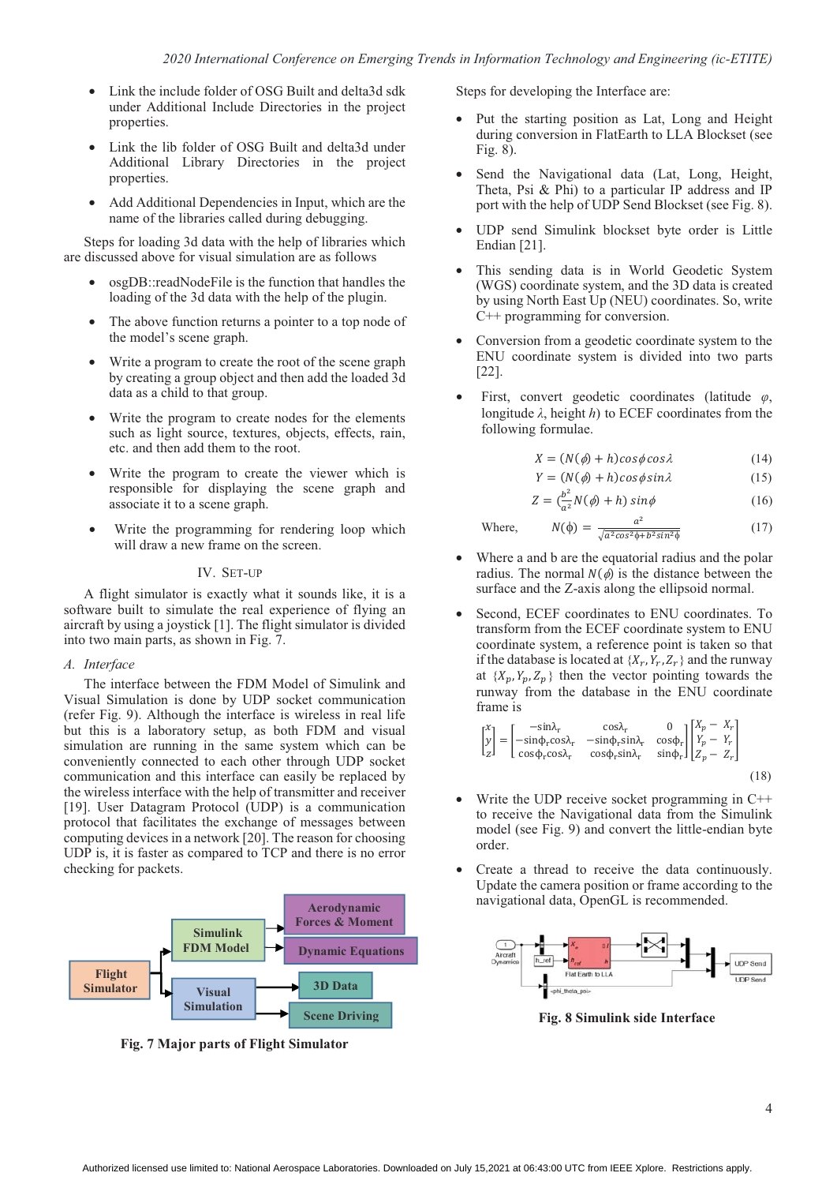- Link the include folder of OSG Built and delta3d sdk under Additional Include Directories in the project properties.
- Link the lib folder of OSG Built and delta3d under Additional Library Directories in the project properties.
- Add Additional Dependencies in Input, which are the name of the libraries called during debugging.

Steps for loading 3d data with the help of libraries which are discussed above for visual simulation are as follows

- osgDB::readNodeFile is the function that handles the loading of the 3d data with the help of the plugin.
- The above function returns a pointer to a top node of the model's scene graph.
- Write a program to create the root of the scene graph by creating a group object and then add the loaded 3d data as a child to that group.
- Write the program to create nodes for the elements such as light source, textures, objects, effects, rain, etc. and then add them to the root.
- Write the program to create the viewer which is responsible for displaying the scene graph and associate it to a scene graph.
- Write the programming for rendering loop which will draw a new frame on the screen.

## IV. Set-up

A flight simulator is exactly what it sounds like, it is a software built to simulate the real experience of flying an aircraft by using a joystick [1]. The flight simulator is divided into two main parts, as shown in Fig. 7.

### A. Interface

The interface between the FDM Model of Simulink and Visual Simulation is done by UDP socket communication (refer Fig. 9). Although the interface is wireless in real life but this is a laboratory setup, as both FDM and visual simulation are running in the same system which can be conveniently connected to each other through UDP socket communication and this interface can easily be replaced by the wireless interface with the help of transmitter and receiver [19]. User Datagram Protocol (UDP) is a communication protocol that facilitates the exchange of messages between computing devices in a network [20]. The reason for choosing UDP is, it is faster as compared to TCP and there is no error checking for packets.

Fig. 7 Major parts of Flight Simulator

Steps for developing the Interface are:

- Put the starting position as Lat, Long and Height during conversion in FlatEarth to LLA Blockset (see Fig. 8).
- Send the Navigational data (Lat, Long, Height, Theta, Psi & Phi) to a particular IP address and IP port with the help of UDP Send Blockset (see Fig. 8).
- UDP send Simulink blockset byte order is Little Endian [21].
- This sending data is in World Geodetic System (WGS) coordinate system, and the 3D data is created by using North East Up (NEU) coordinates. So, write C++ programming for conversion.
- Conversion from a geodetic coordinate system to the ENU coordinate system is divided into two parts [22].
- First, convert geodetic coordinates (latitude $\varphi$, longitude $\lambda$, height $h$) to ECEF coordinates from the following formulae.

$$X = (N(\phi) + h)\cos\phi\cos\lambda \quad (14)$$

$$Y = (N(\phi) + h)\cos\phi\sin\lambda \quad (15)$$

$$Z = (\frac{b^2}{a^2}N(\phi) + h)\sin\phi \quad (16)$$

Where, $$N(\phi) = \frac{a^2}{\sqrt{a^2\cos^2\phi + b^2\sin^2\phi}} \quad (17)$$

- Where a and b are the equatorial radius and the polar radius. The normal $N(\phi)$ is the distance between the surface and the Z-axis along the ellipsoid normal.
- Second, ECEF coordinates to ENU coordinates. To transform from the ECEF coordinate system to ENU coordinate system, a reference point is taken so that if the database is located at $\{X_r, Y_r, Z_r\}$ and the runway at $\{X_p, Y_p, Z_p\}$ then the vector pointing towards the runway from the database in the ENU coordinate frame is

$$\begin{bmatrix} x \\ y \\ z \end{bmatrix} = \begin{bmatrix} -\sin\lambda_r & \cos\lambda_r & 0 \\ -\sin\phi_r\cos\lambda_r & -\sin\phi_r\sin\lambda_r & \cos\phi_r \\ \cos\phi_r\cos\lambda_r & \cos\phi_r\sin\lambda_r & \sin\phi_r \end{bmatrix} \begin{bmatrix} X_p - X_r \\ Y_p - Y_r \\ Z_p - Z_r \end{bmatrix} \quad (18)$$

- Write the UDP receive socket programming in C++ to receive the Navigational data from the Simulink model (see Fig. 9) and convert the little-endian byte order.
- Create a thread to receive the data continuously. Update the camera position or frame according to the navigational data, OpenGL is recommended.

Fig. 8 Simulink side Interface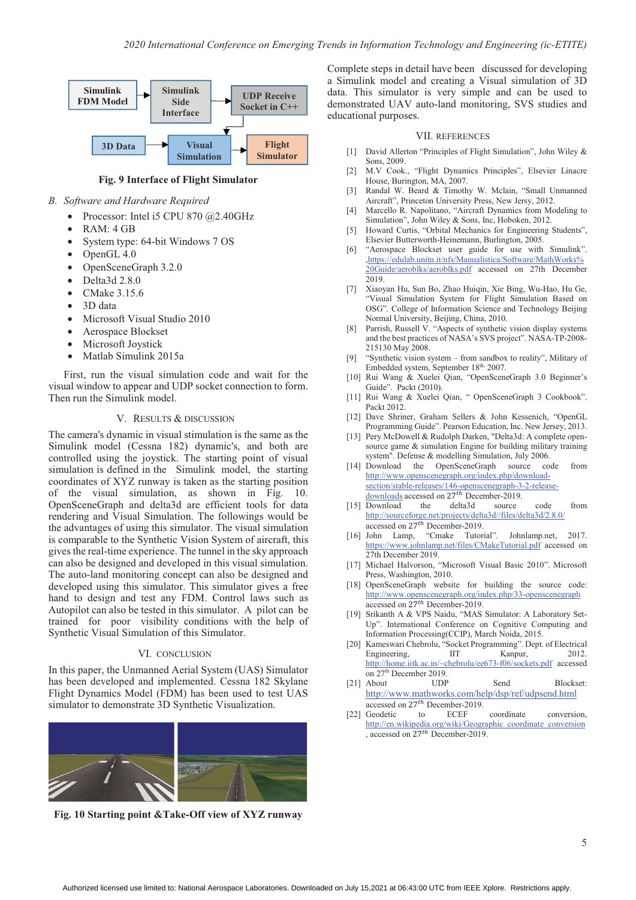Simulink FDM Model

Simulink Side Interface

UDP Receive Socket in C++

3D Data

Visual Simulation

Flight Simulator

**Fig. 9 Interface of Flight Simulator**

### *B. Software and Hardware Required*

- Processor: Intel i5 CPU 870 @2.40GHz
- RAM: 4 GB
- System type: 64-bit Windows 7 OS
- OpenGL 4.0
- OpenSceneGraph 3.2.0
- Delta3d 2.8.0
- CMake 3.15.6
- 3D data
- Microsoft Visual Studio 2010
- Aerospace Blockset
- Microsoft Joystick
- Matlab Simulink 2015a

First, run the visual simulation code and wait for the visual window to appear and UDP socket connection to form. Then run the Simulink model.

## V. RESULTS & DISCUSSION

The camera's dynamic in visual stimulation is the same as the Simulink model (Cessna 182) dynamic's, and both are controlled using the joystick. The starting point of visual simulation is defined in the Simulink model, the starting coordinates of XYZ runway is taken as the starting position of the visual simulation, as shown in Fig. 10. OpenSceneGraph and delta3d are efficient tools for data rendering and Visual Simulation. The followings would be the advantages of using this simulator. The visual simulation is comparable to the Synthetic Vision System of aircraft, this gives the real-time experience. The tunnel in the sky approach can also be designed and developed in this visual simulation. The auto-land monitoring concept can also be designed and developed using this simulator. This simulator gives a free hand to design and test any FDM. Control laws such as Autopilot can also be tested in this simulator. A pilot can be trained for poor visibility conditions with the help of Synthetic Visual Simulation of this Simulator.

## VI. CONCLUSION

In this paper, the Unmanned Aerial System (UAS) Simulator has been developed and implemented. Cessna 182 Skylane Flight Dynamics Model (FDM) has been used to test UAS simulator to demonstrate 3D Synthetic Visualization.

**Fig. 10 Starting point &Take-Off view of XYZ runway**

Complete steps in detail have been discussed for developing a Simulink model and creating a Visual simulation of 3D data. This simulator is very simple and can be used to demonstrated UAV auto-land monitoring, SVS studies and educational purposes.

## VII. REFERENCES

[1] David Allerton "Principles of Flight Simulation", John Wiley & Sons, 2009.

[2] M.V Cook., "Flight Dynamics Principles", Elsevier Linacre House, Burington, MA, 2007.

[3] Randal W. Beard & Timothy W. Mclain, "Small Unmanned Aircraft", Princeton University Press, New Jersy, 2012.

[4] Marcello R. Napolitano, "Aircraft Dynamics from Modeling to Simulation", John Wiley & Sons, Inc, Hoboken, 2012.

[5] Howard Curtis, "Orbital Mechanics for Engineering Students", Elsevier Butterworth-Heinemann, Burlington, 2005.

[6] "Aerospace Blockset user guide for use with Simulink". ,https://edulab.unitn.it/nfs/Manualistica/Software/MathWorks%20Guide/aeroblks/aeroblks.pdf accessed on 27th December 2019.

[7] Xiaoyan Hu, Sun Bo, Zhao Huiqin, Xie Bing, Wu-Hao, Hu Ge, "Visual Simulation System for Flight Simulation Based on OSG". College of Information Science and Technology Beijing Normal University, Beijing, China, 2010.

[8] Parrish, Russell V. "Aspects of synthetic vision display systems and the best practices of NASA's SVS project". NASA-TP-2008-215130 May 2008.

[9] "Synthetic vision system – from sandbox to reality", Military of Embedded system, September 18th, 2007.

[10] Rui Wang & Xuelei Qian, "OpenSceneGraph 3.0 Beginner's Guide". Packt (2010).

[11] Rui Wang & Xuelei Qian, " OpenSceneGraph 3 Cookbook". Packt 2012.

[12] Dave Shriner, Graham Sellers & John Kessenich, "OpenGL Programming Guide". Pearson Education, Inc. New Jersey, 2013.

[13] Pery McDowell & Rudolph Darken, "Delta3d: A complete open-source game & simulation Engine for building military training system". Defense & modelling Simulation, July 2006.

[14] Download the OpenSceneGraph source code from http://www.openscenegraph.org/index.php/download-section/stable-releases/146-openscenegraph-3-2-release-downloads accessed on 27th December-2019.

[15] Download the delta3d source code from http://sourceforge.net/projects/delta3d//files/delta3d/2.8.0/ accessed on 27th December-2019.

[16] John Lamp, "Cmake Tutorial". Johnlamp.net, 2017. https://www.johnlamp.net/files/CMakeTutorial.pdf accessed on 27th December 2019.

[17] Michael Halvorson, "Microsoft Visual Basic 2010". Microsoft Press, Washington, 2010.

[18] OpenSceneGraph website for building the source code: http://www.openscenegraph.org/index.php/33-openscenegraph accessed on 27th December-2019.

[19] Srikanth A & VPS Naidu, "MAS Simulator: A Laboratory Set-Up". International Conference on Cognitive Computing and Information Processing(CCIP), March Noida, 2015.

[20] Kameswari Chebrolu, "Socket Programming". Dept. of Electrical Engineering, IIT Kanpur, 2012. http://home.iitk.ac.in/~chebrolu/ee673-f06/sockets.pdf accessed on 27th December 2019.

[21] About UDP Send Blockset: http://www.mathworks.com/help/dsp/ref/udpsend.html accessed on 27th December-2019.

[22] Geodetic to ECEF coordinate conversion, http://en.wikipedia.org/wiki/Geographic_coordinate_conversion , accessed on 27th December-2019.